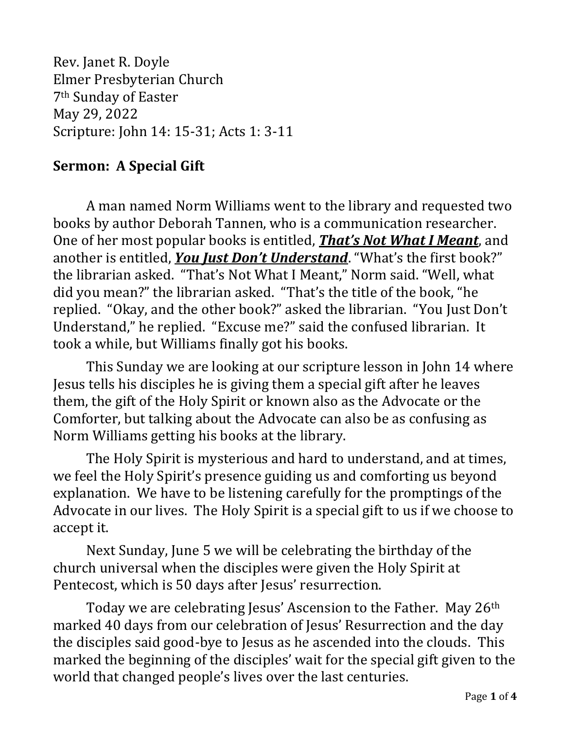Rev. Janet R. Doyle
Elmer Presbyterian Church
7th Sunday of Easter
May 29, 2022
Scripture: John 14: 15-31; Acts 1: 3-11

## Sermon: A Special Gift

A man named Norm Williams went to the library and requested two books by author Deborah Tannen, who is a communication researcher. One of her most popular books is entitled, ***<u>That's Not What I Meant</u>***, and another is entitled, ***<u>You Just Don't Understand</u>***. "What's the first book?" the librarian asked. "That's Not What I Meant," Norm said. "Well, what did you mean?" the librarian asked. "That's the title of the book, "he replied. "Okay, and the other book?" asked the librarian. "You Just Don't Understand," he replied. "Excuse me?" said the confused librarian. It took a while, but Williams finally got his books.

This Sunday we are looking at our scripture lesson in John 14 where Jesus tells his disciples he is giving them a special gift after he leaves them, the gift of the Holy Spirit or known also as the Advocate or the Comforter, but talking about the Advocate can also be as confusing as Norm Williams getting his books at the library.

The Holy Spirit is mysterious and hard to understand, and at times, we feel the Holy Spirit's presence guiding us and comforting us beyond explanation. We have to be listening carefully for the promptings of the Advocate in our lives. The Holy Spirit is a special gift to us if we choose to accept it.

Next Sunday, June 5 we will be celebrating the birthday of the church universal when the disciples were given the Holy Spirit at Pentecost, which is 50 days after Jesus' resurrection.

Today we are celebrating Jesus' Ascension to the Father. May 26th marked 40 days from our celebration of Jesus' Resurrection and the day the disciples said good-bye to Jesus as he ascended into the clouds. This marked the beginning of the disciples' wait for the special gift given to the world that changed people's lives over the last centuries.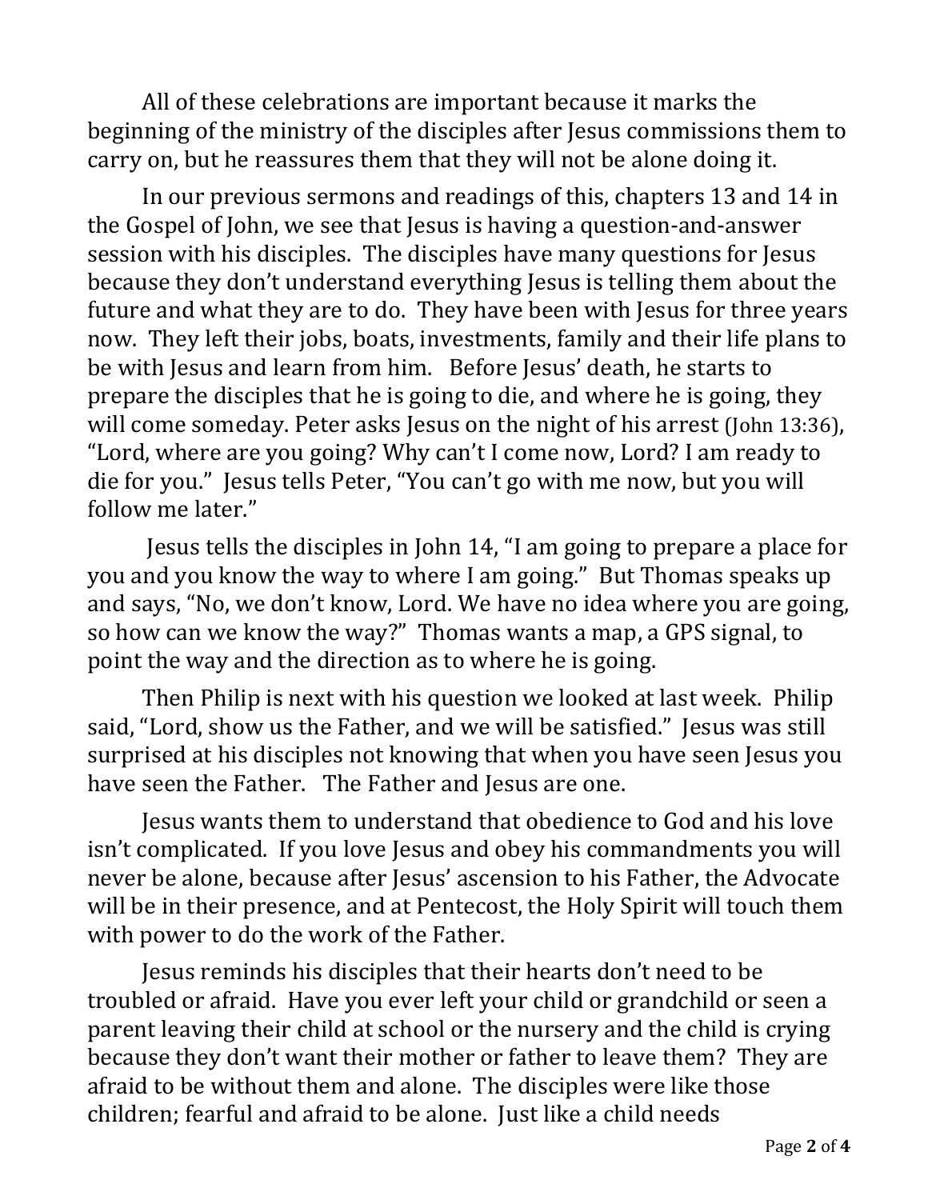All of these celebrations are important because it marks the beginning of the ministry of the disciples after Jesus commissions them to carry on, but he reassures them that they will not be alone doing it.

In our previous sermons and readings of this, chapters 13 and 14 in the Gospel of John, we see that Jesus is having a question-and-answer session with his disciples. The disciples have many questions for Jesus because they don't understand everything Jesus is telling them about the future and what they are to do. They have been with Jesus for three years now. They left their jobs, boats, investments, family and their life plans to be with Jesus and learn from him. Before Jesus' death, he starts to prepare the disciples that he is going to die, and where he is going, they will come someday. Peter asks Jesus on the night of his arrest (John 13:36), "Lord, where are you going? Why can't I come now, Lord? I am ready to die for you." Jesus tells Peter, "You can't go with me now, but you will follow me later."

Jesus tells the disciples in John 14, "I am going to prepare a place for you and you know the way to where I am going." But Thomas speaks up and says, "No, we don't know, Lord. We have no idea where you are going, so how can we know the way?" Thomas wants a map, a GPS signal, to point the way and the direction as to where he is going.

Then Philip is next with his question we looked at last week. Philip said, "Lord, show us the Father, and we will be satisfied." Jesus was still surprised at his disciples not knowing that when you have seen Jesus you have seen the Father. The Father and Jesus are one.

Jesus wants them to understand that obedience to God and his love isn't complicated. If you love Jesus and obey his commandments you will never be alone, because after Jesus' ascension to his Father, the Advocate will be in their presence, and at Pentecost, the Holy Spirit will touch them with power to do the work of the Father.

Jesus reminds his disciples that their hearts don't need to be troubled or afraid. Have you ever left your child or grandchild or seen a parent leaving their child at school or the nursery and the child is crying because they don't want their mother or father to leave them? They are afraid to be without them and alone. The disciples were like those children; fearful and afraid to be alone. Just like a child needs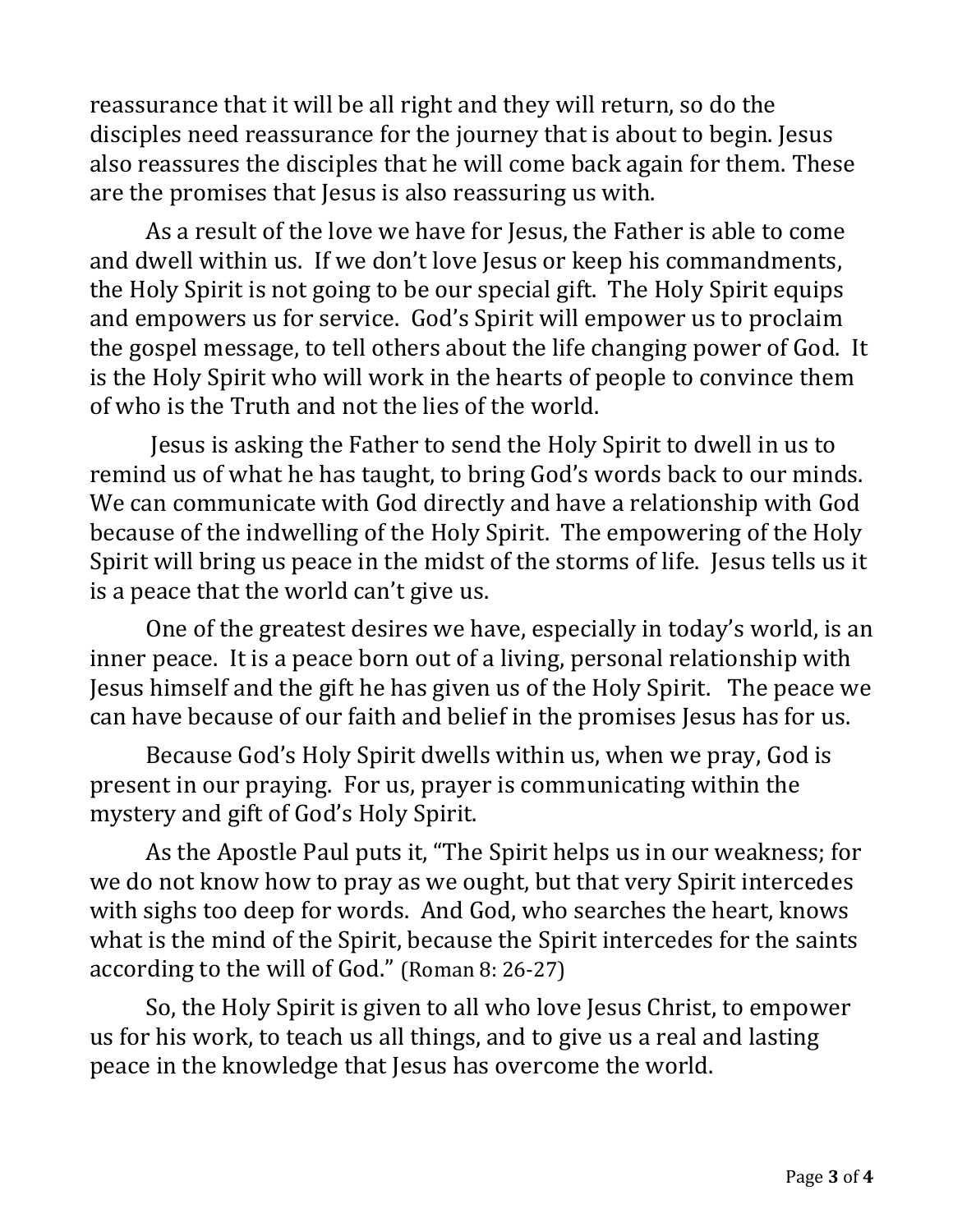reassurance that it will be all right and they will return, so do the disciples need reassurance for the journey that is about to begin. Jesus also reassures the disciples that he will come back again for them. These are the promises that Jesus is also reassuring us with.

As a result of the love we have for Jesus, the Father is able to come and dwell within us. If we don't love Jesus or keep his commandments, the Holy Spirit is not going to be our special gift. The Holy Spirit equips and empowers us for service. God's Spirit will empower us to proclaim the gospel message, to tell others about the life changing power of God. It is the Holy Spirit who will work in the hearts of people to convince them of who is the Truth and not the lies of the world.

Jesus is asking the Father to send the Holy Spirit to dwell in us to remind us of what he has taught, to bring God's words back to our minds. We can communicate with God directly and have a relationship with God because of the indwelling of the Holy Spirit. The empowering of the Holy Spirit will bring us peace in the midst of the storms of life. Jesus tells us it is a peace that the world can't give us.

One of the greatest desires we have, especially in today's world, is an inner peace. It is a peace born out of a living, personal relationship with Jesus himself and the gift he has given us of the Holy Spirit. The peace we can have because of our faith and belief in the promises Jesus has for us.

Because God's Holy Spirit dwells within us, when we pray, God is present in our praying. For us, prayer is communicating within the mystery and gift of God's Holy Spirit.

As the Apostle Paul puts it, "The Spirit helps us in our weakness; for we do not know how to pray as we ought, but that very Spirit intercedes with sighs too deep for words. And God, who searches the heart, knows what is the mind of the Spirit, because the Spirit intercedes for the saints according to the will of God." (Roman 8: 26-27)

So, the Holy Spirit is given to all who love Jesus Christ, to empower us for his work, to teach us all things, and to give us a real and lasting peace in the knowledge that Jesus has overcome the world.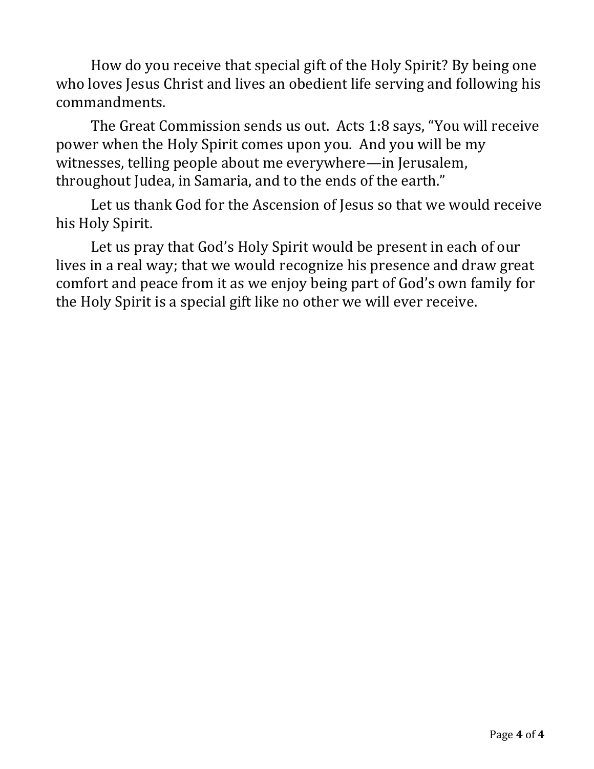How do you receive that special gift of the Holy Spirit? By being one who loves Jesus Christ and lives an obedient life serving and following his commandments.

The Great Commission sends us out. Acts 1:8 says, “You will receive power when the Holy Spirit comes upon you. And you will be my witnesses, telling people about me everywhere—in Jerusalem, throughout Judea, in Samaria, and to the ends of the earth.”

Let us thank God for the Ascension of Jesus so that we would receive his Holy Spirit.

Let us pray that God’s Holy Spirit would be present in each of our lives in a real way; that we would recognize his presence and draw great comfort and peace from it as we enjoy being part of God’s own family for the Holy Spirit is a special gift like no other we will ever receive.